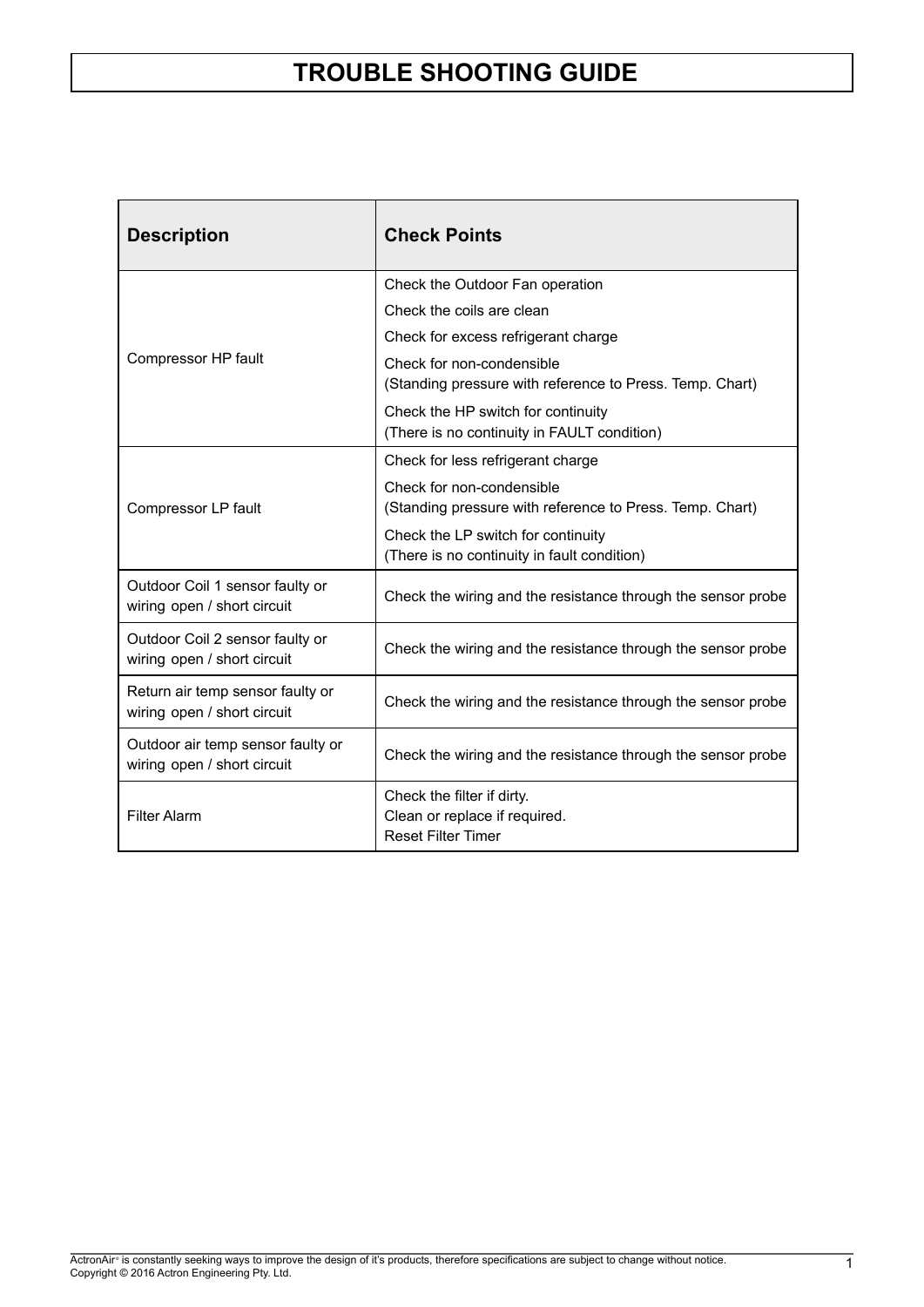# TROUBLE SHOOTING GUIDE

| Description | Check Points |
|---|---|
| Compressor HP fault | Check the Outdoor Fan operation<br>Check the coils are clean<br>Check for excess refrigerant charge<br>Check for non-condensible<br>(Standing pressure with reference to Press. Temp. Chart)<br>Check the HP switch for continuity<br>(There is no continuity in FAULT condition) |
| Compressor LP fault | Check for less refrigerant charge<br>Check for non-condensible<br>(Standing pressure with reference to Press. Temp. Chart)<br>Check the LP switch for continuity<br>(There is no continuity in fault condition) |
| Outdoor Coil 1 sensor faulty or wiring open / short circuit | Check the wiring and the resistance through the sensor probe |
| Outdoor Coil 2 sensor faulty or wiring open / short circuit | Check the wiring and the resistance through the sensor probe |
| Return air temp sensor faulty or wiring open / short circuit | Check the wiring and the resistance through the sensor probe |
| Outdoor air temp sensor faulty or wiring open / short circuit | Check the wiring and the resistance through the sensor probe |
| Filter Alarm | Check the filter if dirty.<br>Clean or replace if required.<br>Reset Filter Timer |

ActronAir® is constantly seeking ways to improve the design of it's products, therefore specifications are subject to change without notice.
Copyright © 2016 Actron Engineering Pty. Ltd.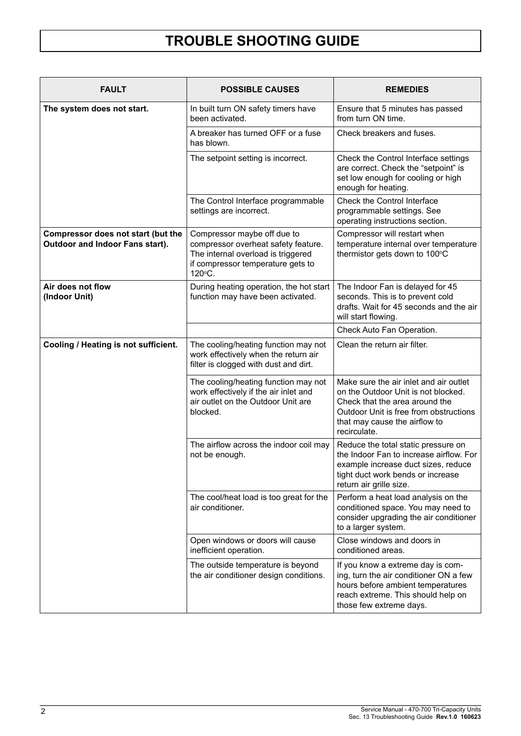# TROUBLE SHOOTING GUIDE

| FAULT | POSSIBLE CAUSES | REMEDIES |
| --- | --- | --- |
| **The system does not start.** | In built turn ON safety timers have been activated. | Ensure that 5 minutes has passed from turn ON time. |
| | A breaker has turned OFF or a fuse has blown. | Check breakers and fuses. |
| | The setpoint setting is incorrect. | Check the Control Interface settings are correct. Check the "setpoint" is set low enough for cooling or high enough for heating. |
| | The Control Interface programmable settings are incorrect. | Check the Control Interface programmable settings. See operating instructions section. |
| **Compressor does not start (but the Outdoor and Indoor Fans start).** | Compressor maybe off due to compressor overheat safety feature. The internal overload is triggered if compressor temperature gets to 120°C. | Compressor will restart when temperature internal over temperature thermistor gets down to 100°C |
| **Air does not flow (Indoor Unit)** | During heating operation, the hot start function may have been activated. | The Indoor Fan is delayed for 45 seconds. This is to prevent cold drafts. Wait for 45 seconds and the air will start flowing. |
| | | Check Auto Fan Operation. |
| **Cooling / Heating is not sufficient.** | The cooling/heating function may not work effectively when the return air filter is clogged with dust and dirt. | Clean the return air filter. |
| | The cooling/heating function may not work effectively if the air inlet and air outlet on the Outdoor Unit are blocked. | Make sure the air inlet and air outlet on the Outdoor Unit is not blocked. Check that the area around the Outdoor Unit is free from obstructions that may cause the airflow to recirculate. |
| | The airflow across the indoor coil may not be enough. | Reduce the total static pressure on the Indoor Fan to increase airflow. For example increase duct sizes, reduce tight duct work bends or increase return air grille size. |
| | The cool/heat load is too great for the air conditioner. | Perform a heat load analysis on the conditioned space. You may need to consider upgrading the air conditioner to a larger system. |
| | Open windows or doors will cause inefficient operation. | Close windows and doors in conditioned areas. |
| | The outside temperature is beyond the air conditioner design conditions. | If you know a extreme day is coming, turn the air conditioner ON a few hours before ambient temperatures reach extreme. This should help on those few extreme days. |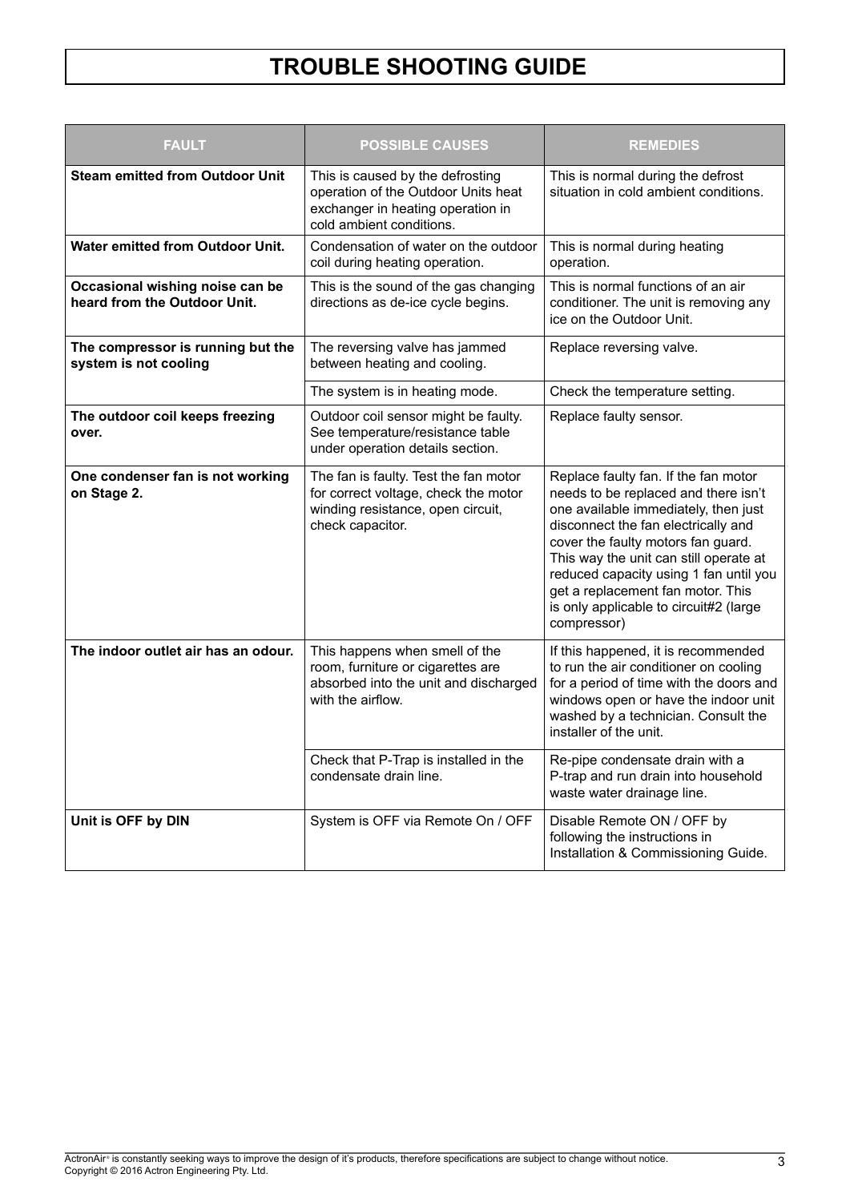# TROUBLE SHOOTING GUIDE

| FAULT | POSSIBLE CAUSES | REMEDIES |
| --- | --- | --- |
| **Steam emitted from Outdoor Unit** | This is caused by the defrosting operation of the Outdoor Units heat exchanger in heating operation in cold ambient conditions. | This is normal during the defrost situation in cold ambient conditions. |
| **Water emitted from Outdoor Unit.** | Condensation of water on the outdoor coil during heating operation. | This is normal during heating operation. |
| **Occasional wishing noise can be heard from the Outdoor Unit.** | This is the sound of the gas changing directions as de-ice cycle begins. | This is normal functions of an air conditioner. The unit is removing any ice on the Outdoor Unit. |
| **The compressor is running but the system is not cooling** | The reversing valve has jammed between heating and cooling. | Replace reversing valve. |
| | The system is in heating mode. | Check the temperature setting. |
| **The outdoor coil keeps freezing over.** | Outdoor coil sensor might be faulty. See temperature/resistance table under operation details section. | Replace faulty sensor. |
| **One condenser fan is not working on Stage 2.** | The fan is faulty. Test the fan motor for correct voltage, check the motor winding resistance, open circuit, check capacitor. | Replace faulty fan. If the fan motor needs to be replaced and there isn't one available immediately, then just disconnect the fan electrically and cover the faulty motors fan guard. This way the unit can still operate at reduced capacity using 1 fan until you get a replacement fan motor. This is only applicable to circuit#2 (large compressor) |
| **The indoor outlet air has an odour.** | This happens when smell of the room, furniture or cigarettes are absorbed into the unit and discharged with the airflow. | If this happened, it is recommended to run the air conditioner on cooling for a period of time with the doors and windows open or have the indoor unit washed by a technician. Consult the installer of the unit. |
| | Check that P-Trap is installed in the condensate drain line. | Re-pipe condensate drain with a P-trap and run drain into household waste water drainage line. |
| **Unit is OFF by DIN** | System is OFF via Remote On / OFF | Disable Remote ON / OFF by following the instructions in Installation & Commissioning Guide. |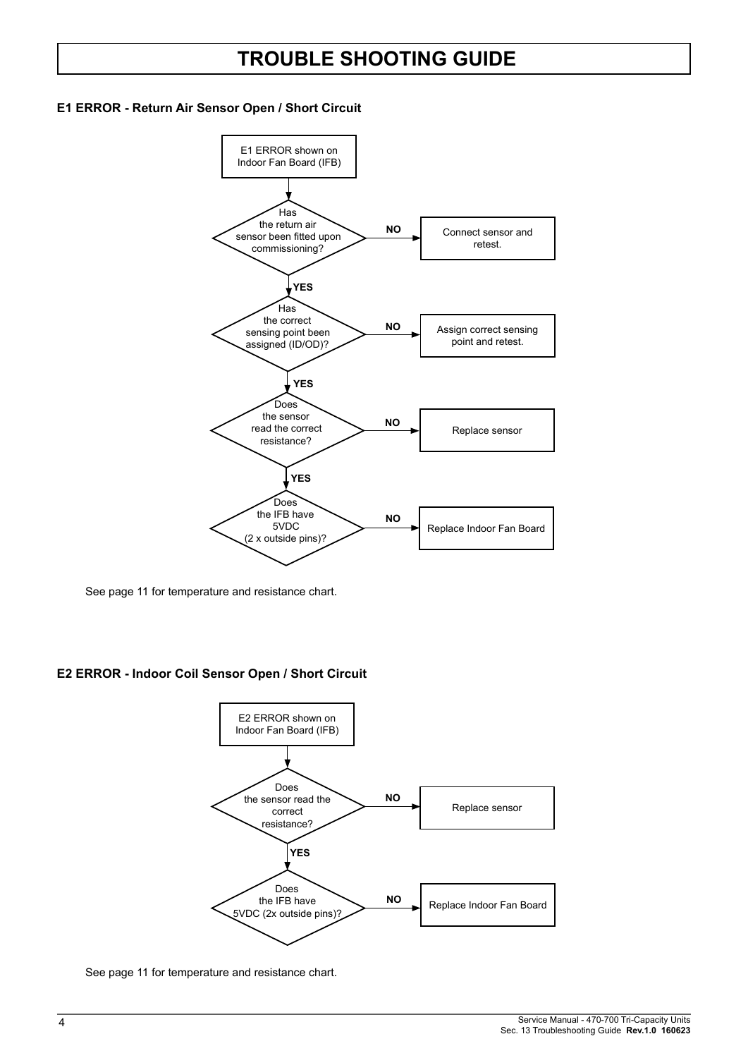# TROUBLE SHOOTING GUIDE

### E1 ERROR - Return Air Sensor Open / Short Circuit

E1 ERROR shown on Indoor Fan Board (IFB)

Has the return air sensor been fitted upon commissioning?

- **NO** → Connect sensor and retest.
- **YES** ↓

Has the correct sensing point been assigned (ID/OD)?

- **NO** → Assign correct sensing point and retest.
- **YES** ↓

Does the sensor read the correct resistance?

- **NO** → Replace sensor
- **YES** ↓

Does the IFB have 5VDC (2 x outside pins)?

- **NO** → Replace Indoor Fan Board

See page 11 for temperature and resistance chart.

### E2 ERROR - Indoor Coil Sensor Open / Short Circuit

E2 ERROR shown on Indoor Fan Board (IFB)

Does the sensor read the correct resistance?

- **NO** → Replace sensor
- **YES** ↓

Does the IFB have 5VDC (2x outside pins)?

- **NO** → Replace Indoor Fan Board

See page 11 for temperature and resistance chart.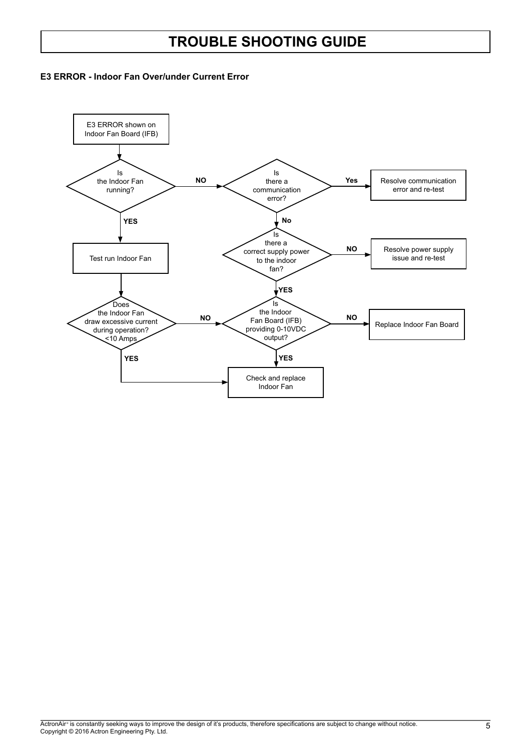# TROUBLE SHOOTING GUIDE

**E3 ERROR - Indoor Fan Over/under Current Error**

E3 ERROR shown on Indoor Fan Board (IFB)

Is the Indoor Fan running?

**NO**

Is there a communication error?

**Yes**

Resolve communication error and re-test

**No**

Is there a correct supply power to the indoor fan?

**NO**

Resolve power supply issue and re-test

**YES**

Is the Indoor Fan Board (IFB) providing 0-10VDC output?

**NO**

Replace Indoor Fan Board

**YES**

Check and replace Indoor Fan

**YES**

Test run Indoor Fan

Does the Indoor Fan draw excessive current during operation? <10 Amps

**NO**

**YES**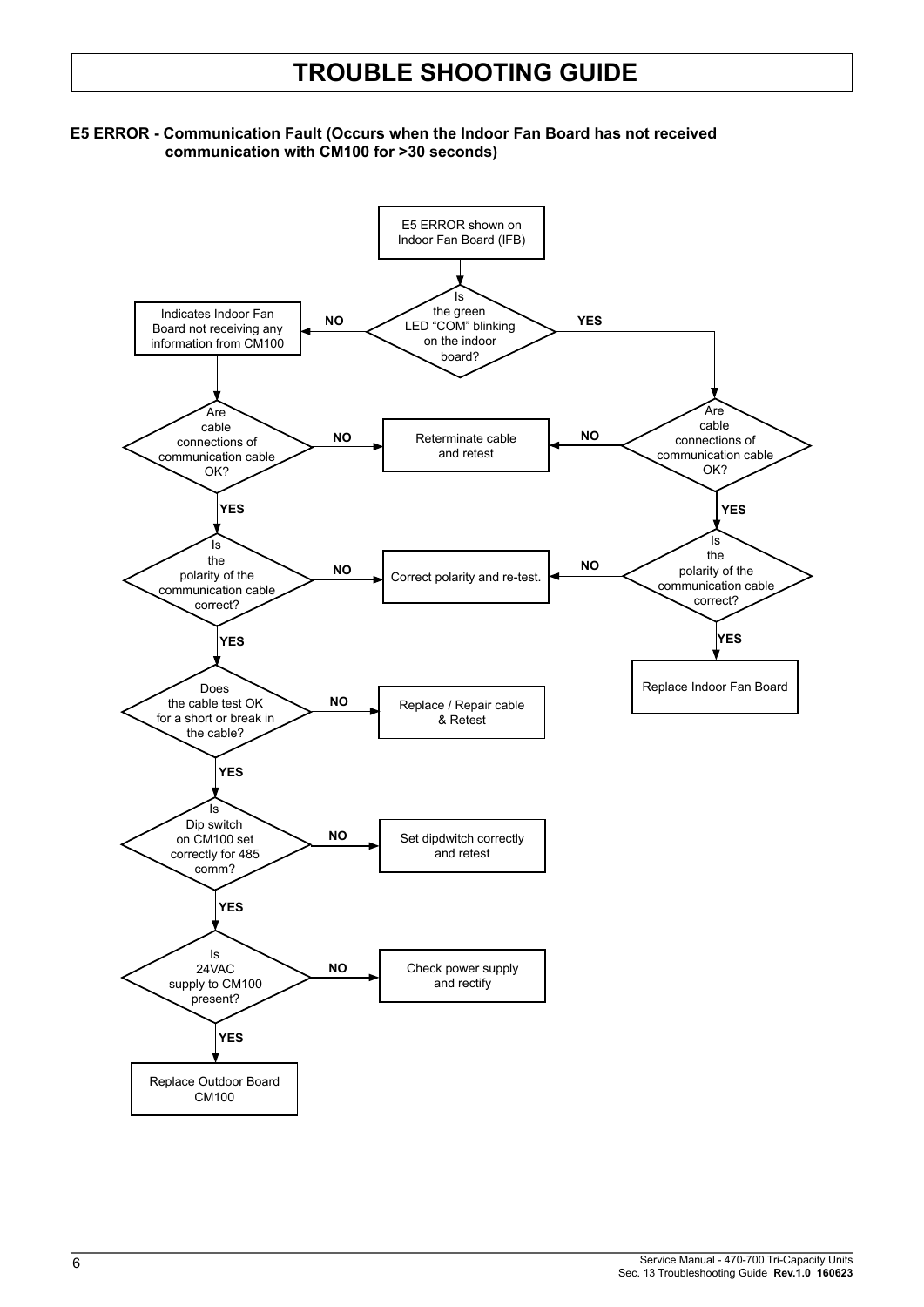# TROUBLE SHOOTING GUIDE

**E5 ERROR - Communication Fault (Occurs when the Indoor Fan Board has not received communication with CM100 for >30 seconds)**

E5 ERROR shown on Indoor Fan Board (IFB)

Is the green LED "COM" blinking on the indoor board?

- **NO** → Indicates Indoor Fan Board not receiving any information from CM100
  - Are cable connections of communication cable OK?
    - **NO** → Reterminate cable and retest
    - **YES** → Is the polarity of the communication cable correct?
      - **NO** → Correct polarity and re-test.
      - **YES** → Does the cable test OK for a short or break in the cable?
        - **NO** → Replace / Repair cable & Retest
        - **YES** → Is Dip switch on CM100 set correctly for 485 comm?
          - **NO** → Set dipdwitch correctly and retest
          - **YES** → Is 24VAC supply to CM100 present?
            - **NO** → Check power supply and rectify
            - **YES** → Replace Outdoor Board CM100
- **YES** → Are cable connections of communication cable OK?
  - **NO** → Reterminate cable and retest
  - **YES** → Is the polarity of the communication cable correct?
    - **NO** → Correct polarity and re-test.
    - **YES** → Replace Indoor Fan Board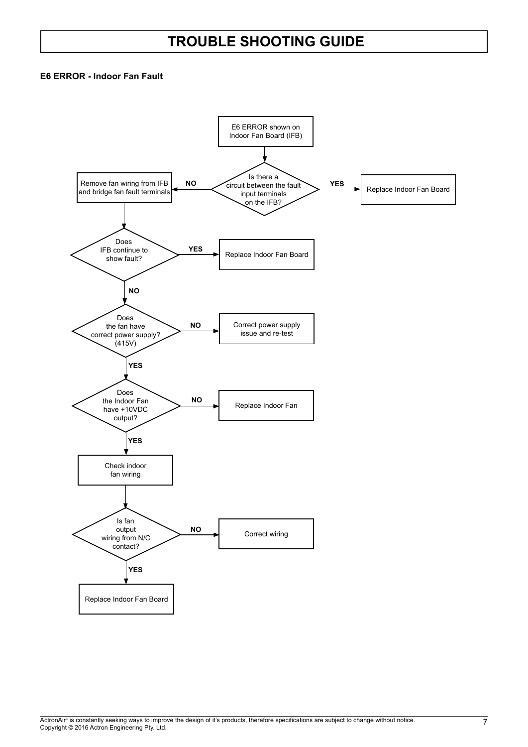# TROUBLE SHOOTING GUIDE

### E6 ERROR - Indoor Fan Fault

E6 ERROR shown on Indoor Fan Board (IFB)

Is there a circuit between the fault input terminals on the IFB?

- **YES** → Replace Indoor Fan Board
- **NO** → Remove fan wiring from IFB and bridge fan fault terminals

Does IFB continue to show fault?

- **YES** → Replace Indoor Fan Board
- **NO** → Does the fan have correct power supply? (415V)

Does the fan have correct power supply? (415V)

- **NO** → Correct power supply issue and re-test
- **YES** → Does the Indoor Fan have +10VDC output?

Does the Indoor Fan have +10VDC output?

- **NO** → Replace Indoor Fan
- **YES** → Check indoor fan wiring

Check indoor fan wiring → Is fan output wiring from N/C contact?

- **NO** → Correct wiring
- **YES** → Replace Indoor Fan Board

ActronAir® is constantly seeking ways to improve the design of it's products, therefore specifications are subject to change without notice.
Copyright © 2016 Actron Engineering Pty. Ltd.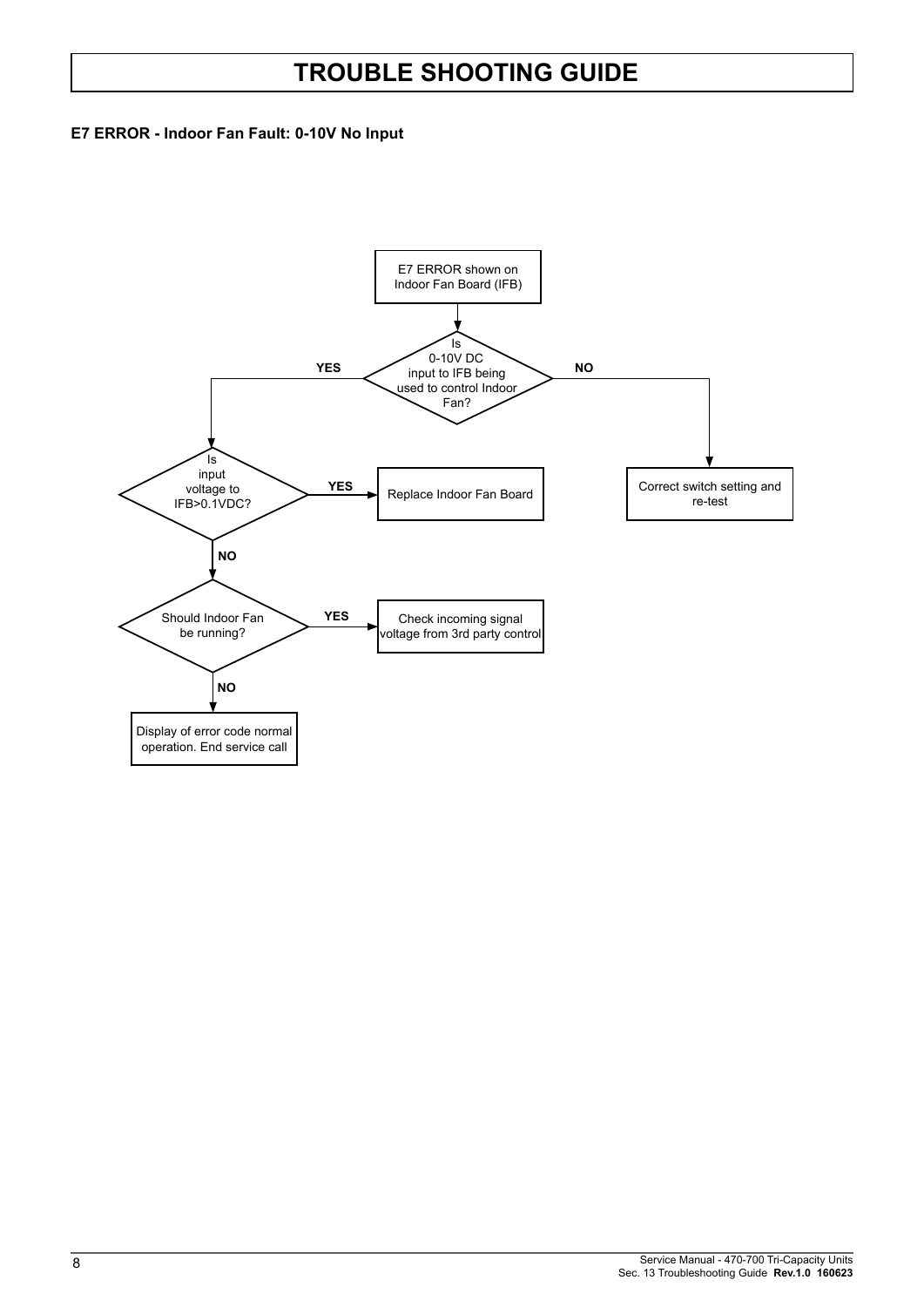# TROUBLE SHOOTING GUIDE

**E7 ERROR - Indoor Fan Fault: 0-10V No Input**

E7 ERROR shown on Indoor Fan Board (IFB)

Is 0-10V DC input to IFB being used to control Indoor Fan?

- **NO** → Correct switch setting and re-test
- **YES** → Is input voltage to IFB>0.1VDC?
  - **YES** → Replace Indoor Fan Board
  - **NO** → Should Indoor Fan be running?
    - **YES** → Check incoming signal voltage from 3rd party control
    - **NO** → Display of error code normal operation. End service call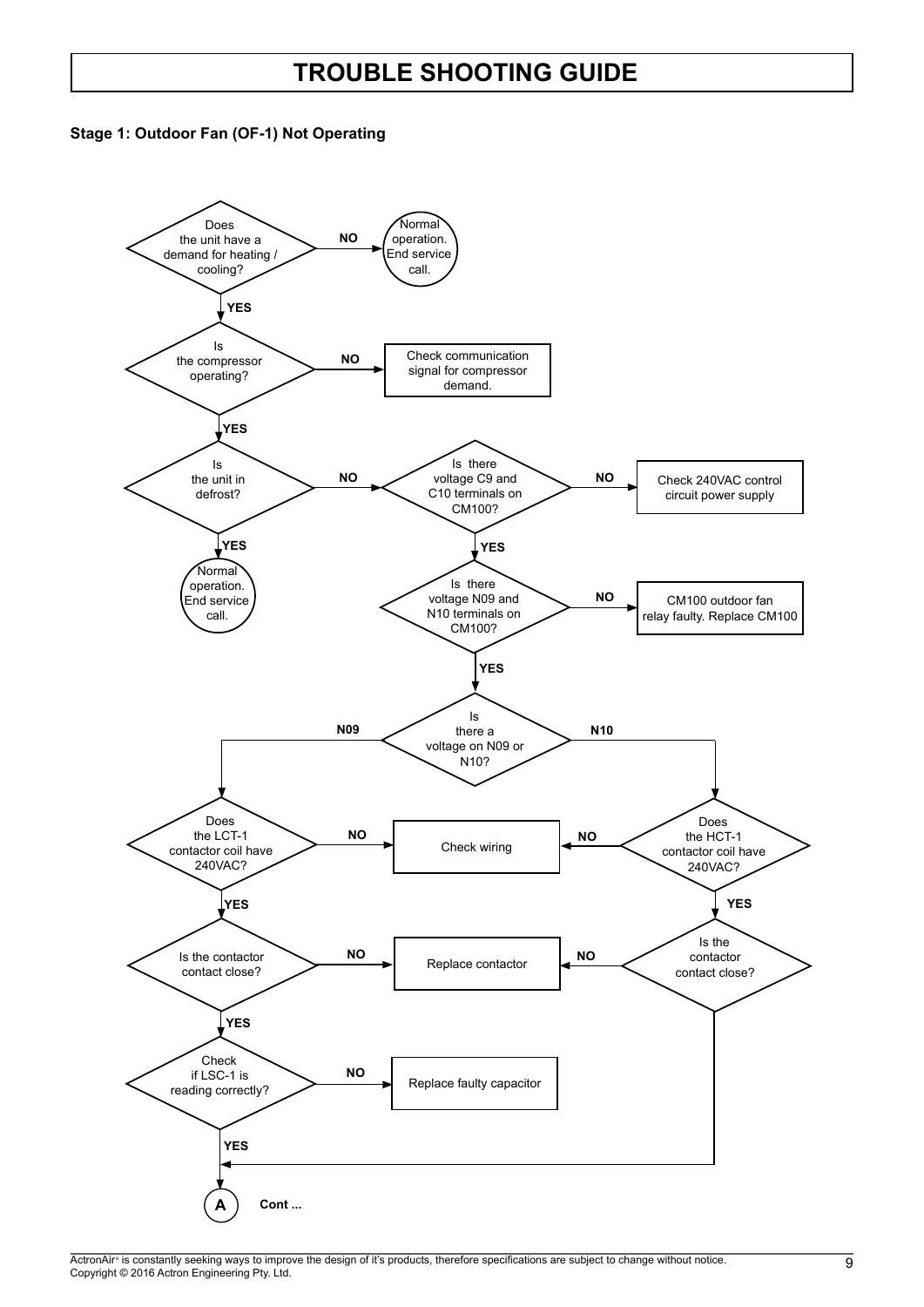# TROUBLE SHOOTING GUIDE

**Stage 1: Outdoor Fan (OF-1) Not Operating**

- Does the unit have a demand for heating / cooling?
  - **NO** → Normal operation. End service call.
  - **YES** → Is the compressor operating?
    - **NO** → Check communication signal for compressor demand.
    - **YES** → Is the unit in defrost?
      - **YES** → Normal operation. End service call.
      - **NO** → Is there voltage C9 and C10 terminals on CM100?
        - **NO** → Check 240VAC control circuit power supply
        - **YES** → Is there voltage N09 and N10 terminals on CM100?
          - **NO** → CM100 outdoor fan relay faulty. Replace CM100
          - **YES** → Is there a voltage on N09 or N10?
            - **N09** → Does the LCT-1 contactor coil have 240VAC?
              - **NO** → Check wiring
              - **YES** → Is the contactor contact close?
                - **NO** → Replace contactor
                - **YES** → Check if LSC-1 is reading correctly?
                  - **NO** → Replace faulty capacitor
                  - **YES** → **A** Cont ...
            - **N10** → Does the HCT-1 contactor coil have 240VAC?
              - **NO** → Check wiring
              - **YES** → Is the contactor contact close?
                - **NO** → Replace contactor
                - **YES** → **A** Cont ...

ActronAir® is constantly seeking ways to improve the design of it's products, therefore specifications are subject to change without notice.
Copyright © 2016 Actron Engineering Pty. Ltd.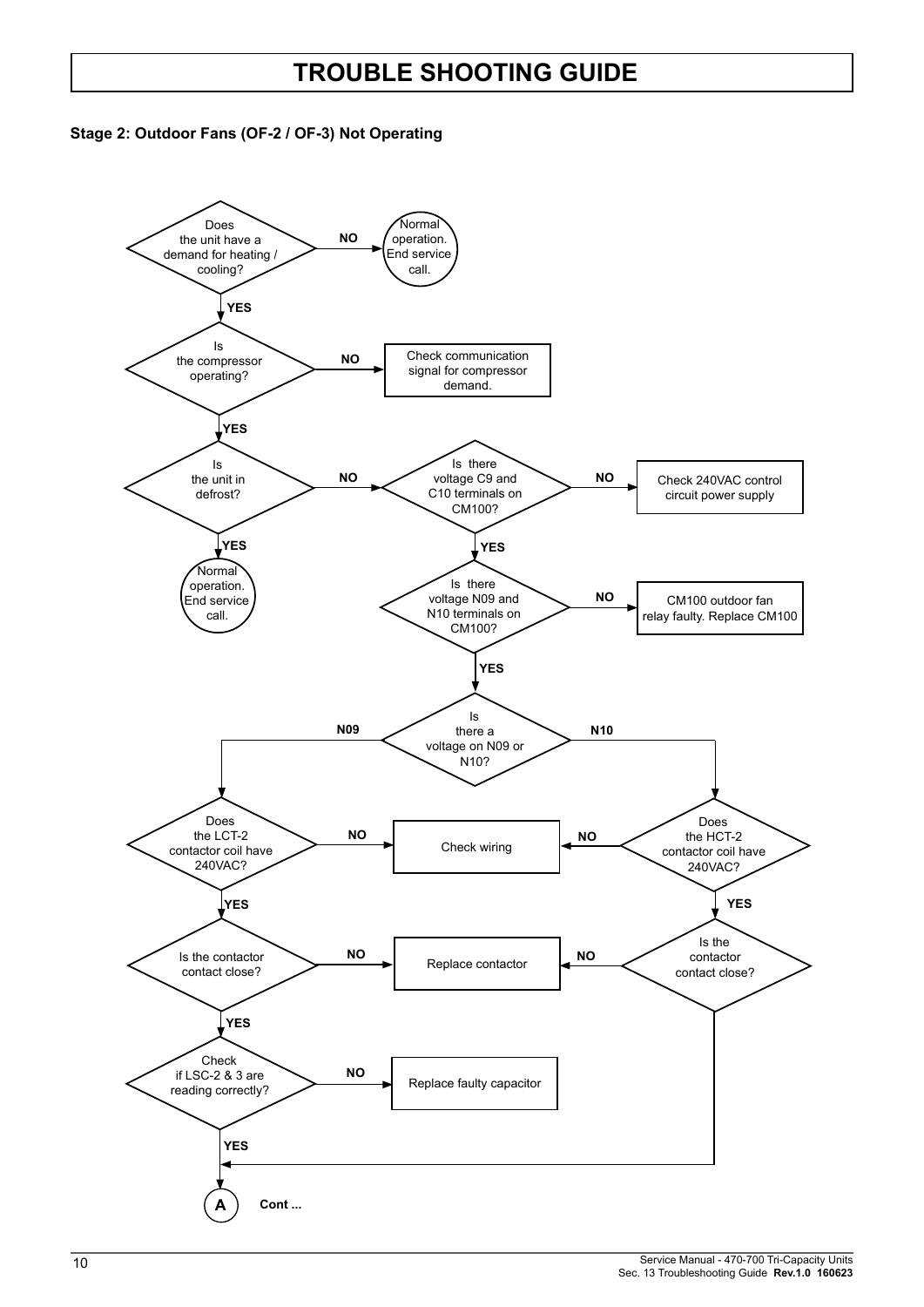# TROUBLE SHOOTING GUIDE

**Stage 2: Outdoor Fans (OF-2 / OF-3) Not Operating**

Does the unit have a demand for heating / cooling?

**NO** → Normal operation. End service call.

**YES**

Is the compressor operating?

**NO** → Check communication signal for compressor demand.

**YES**

Is the unit in defrost?

**YES** → Normal operation. End service call.

**NO** → Is there voltage C9 and C10 terminals on CM100?

**NO** → Check 240VAC control circuit power supply

**YES**

Is there voltage N09 and N10 terminals on CM100?

**NO** → CM100 outdoor fan relay faulty. Replace CM100

**YES**

Is there a voltage on N09 or N10?

**N09** → Does the LCT-2 contactor coil have 240VAC?

**N10** → Does the HCT-2 contactor coil have 240VAC?

**NO** → Check wiring

**YES** → Is the contactor contact close?

**NO** → Replace contactor

**YES**

Check if LSC-2 & 3 are reading correctly?

**NO** → Replace faulty capacitor

**YES**

A Cont ...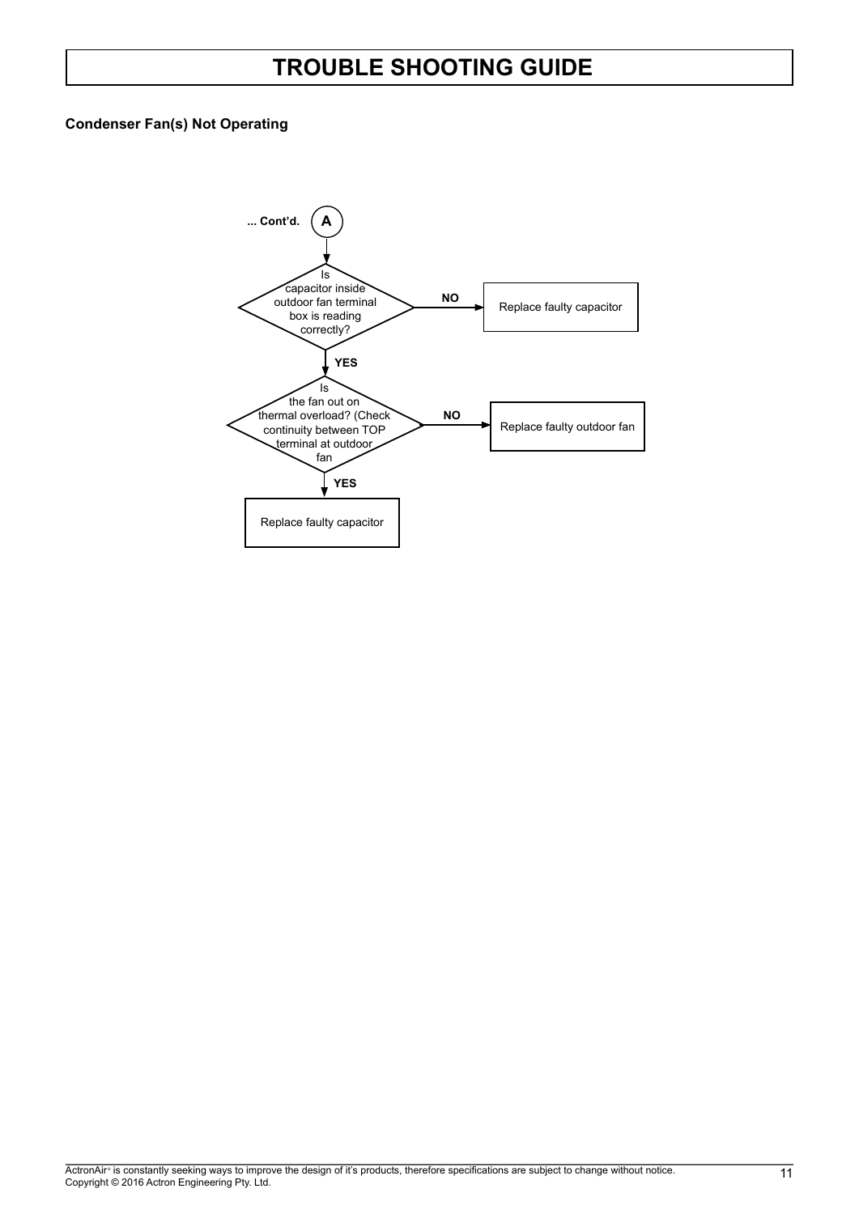# TROUBLE SHOOTING GUIDE

**Condenser Fan(s) Not Operating**

**... Cont'd.** **A**

Is capacitor inside outdoor fan terminal box is reading correctly?

- **NO** → Replace faulty capacitor
- **YES** → Is the fan out on thermal overload? (Check continuity between TOP terminal at outdoor fan
  - **NO** → Replace faulty outdoor fan
  - **YES** → Replace faulty capacitor

ActronAir® is constantly seeking ways to improve the design of it's products, therefore specifications are subject to change without notice.
Copyright © 2016 Actron Engineering Pty. Ltd.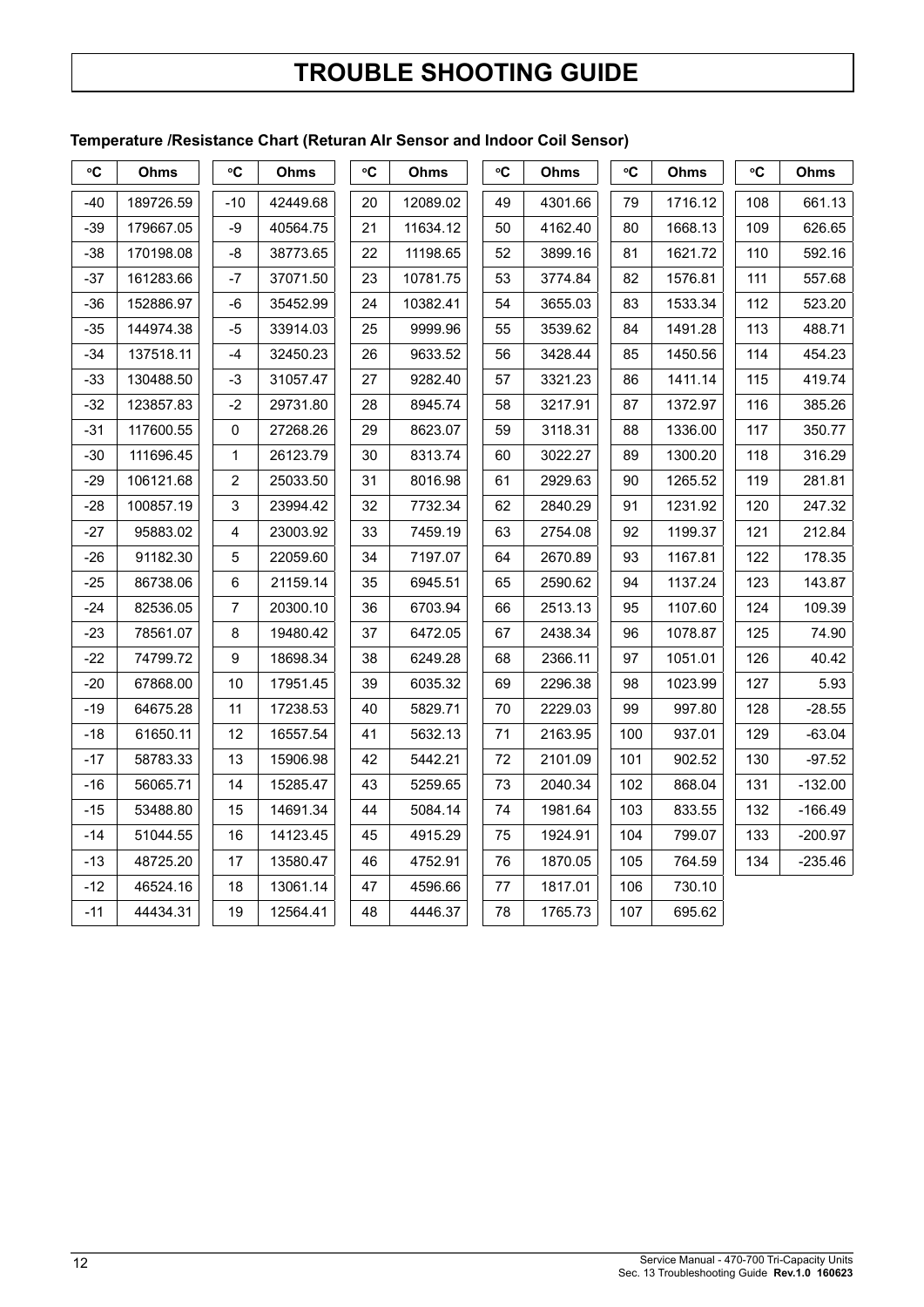# TROUBLE SHOOTING GUIDE

**Temperature /Resistance Chart (Returan AIr Sensor and Indoor Coil Sensor)**

| °C | Ohms | °C | Ohms | °C | Ohms | °C | Ohms | °C | Ohms | °C | Ohms |
|---|---|---|---|---|---|---|---|---|---|---|---|
| -40 | 189726.59 | -10 | 42449.68 | 20 | 12089.02 | 49 | 4301.66 | 79 | 1716.12 | 108 | 661.13 |
| -39 | 179667.05 | -9 | 40564.75 | 21 | 11634.12 | 50 | 4162.40 | 80 | 1668.13 | 109 | 626.65 |
| -38 | 170198.08 | -8 | 38773.65 | 22 | 11198.65 | 52 | 3899.16 | 81 | 1621.72 | 110 | 592.16 |
| -37 | 161283.66 | -7 | 37071.50 | 23 | 10781.75 | 53 | 3774.84 | 82 | 1576.81 | 111 | 557.68 |
| -36 | 152886.97 | -6 | 35452.99 | 24 | 10382.41 | 54 | 3655.03 | 83 | 1533.34 | 112 | 523.20 |
| -35 | 144974.38 | -5 | 33914.03 | 25 | 9999.96 | 55 | 3539.62 | 84 | 1491.28 | 113 | 488.71 |
| -34 | 137518.11 | -4 | 32450.23 | 26 | 9633.52 | 56 | 3428.44 | 85 | 1450.56 | 114 | 454.23 |
| -33 | 130488.50 | -3 | 31057.47 | 27 | 9282.40 | 57 | 3321.23 | 86 | 1411.14 | 115 | 419.74 |
| -32 | 123857.83 | -2 | 29731.80 | 28 | 8945.74 | 58 | 3217.91 | 87 | 1372.97 | 116 | 385.26 |
| -31 | 117600.55 | 0 | 27268.26 | 29 | 8623.07 | 59 | 3118.31 | 88 | 1336.00 | 117 | 350.77 |
| -30 | 111696.45 | 1 | 26123.79 | 30 | 8313.74 | 60 | 3022.27 | 89 | 1300.20 | 118 | 316.29 |
| -29 | 106121.68 | 2 | 25033.50 | 31 | 8016.98 | 61 | 2929.63 | 90 | 1265.52 | 119 | 281.81 |
| -28 | 100857.19 | 3 | 23994.42 | 32 | 7732.34 | 62 | 2840.29 | 91 | 1231.92 | 120 | 247.32 |
| -27 | 95883.02 | 4 | 23003.92 | 33 | 7459.19 | 63 | 2754.08 | 92 | 1199.37 | 121 | 212.84 |
| -26 | 91182.30 | 5 | 22059.60 | 34 | 7197.07 | 64 | 2670.89 | 93 | 1167.81 | 122 | 178.35 |
| -25 | 86738.06 | 6 | 21159.14 | 35 | 6945.51 | 65 | 2590.62 | 94 | 1137.24 | 123 | 143.87 |
| -24 | 82536.05 | 7 | 20300.10 | 36 | 6703.94 | 66 | 2513.13 | 95 | 1107.60 | 124 | 109.39 |
| -23 | 78561.07 | 8 | 19480.42 | 37 | 6472.05 | 67 | 2438.34 | 96 | 1078.87 | 125 | 74.90 |
| -22 | 74799.72 | 9 | 18698.34 | 38 | 6249.28 | 68 | 2366.11 | 97 | 1051.01 | 126 | 40.42 |
| -20 | 67868.00 | 10 | 17951.45 | 39 | 6035.32 | 69 | 2296.38 | 98 | 1023.99 | 127 | 5.93 |
| -19 | 64675.28 | 11 | 17238.53 | 40 | 5829.71 | 70 | 2229.03 | 99 | 997.80 | 128 | -28.55 |
| -18 | 61650.11 | 12 | 16557.54 | 41 | 5632.13 | 71 | 2163.95 | 100 | 937.01 | 129 | -63.04 |
| -17 | 58783.33 | 13 | 15906.98 | 42 | 5442.21 | 72 | 2101.09 | 101 | 902.52 | 130 | -97.52 |
| -16 | 56065.71 | 14 | 15285.47 | 43 | 5259.65 | 73 | 2040.34 | 102 | 868.04 | 131 | -132.00 |
| -15 | 53488.80 | 15 | 14691.34 | 44 | 5084.14 | 74 | 1981.64 | 103 | 833.55 | 132 | -166.49 |
| -14 | 51044.55 | 16 | 14123.45 | 45 | 4915.29 | 75 | 1924.91 | 104 | 799.07 | 133 | -200.97 |
| -13 | 48725.20 | 17 | 13580.47 | 46 | 4752.91 | 76 | 1870.05 | 105 | 764.59 | 134 | -235.46 |
| -12 | 46524.16 | 18 | 13061.14 | 47 | 4596.66 | 77 | 1817.01 | 106 | 730.10 | | |
| -11 | 44434.31 | 19 | 12564.41 | 48 | 4446.37 | 78 | 1765.73 | 107 | 695.62 | | |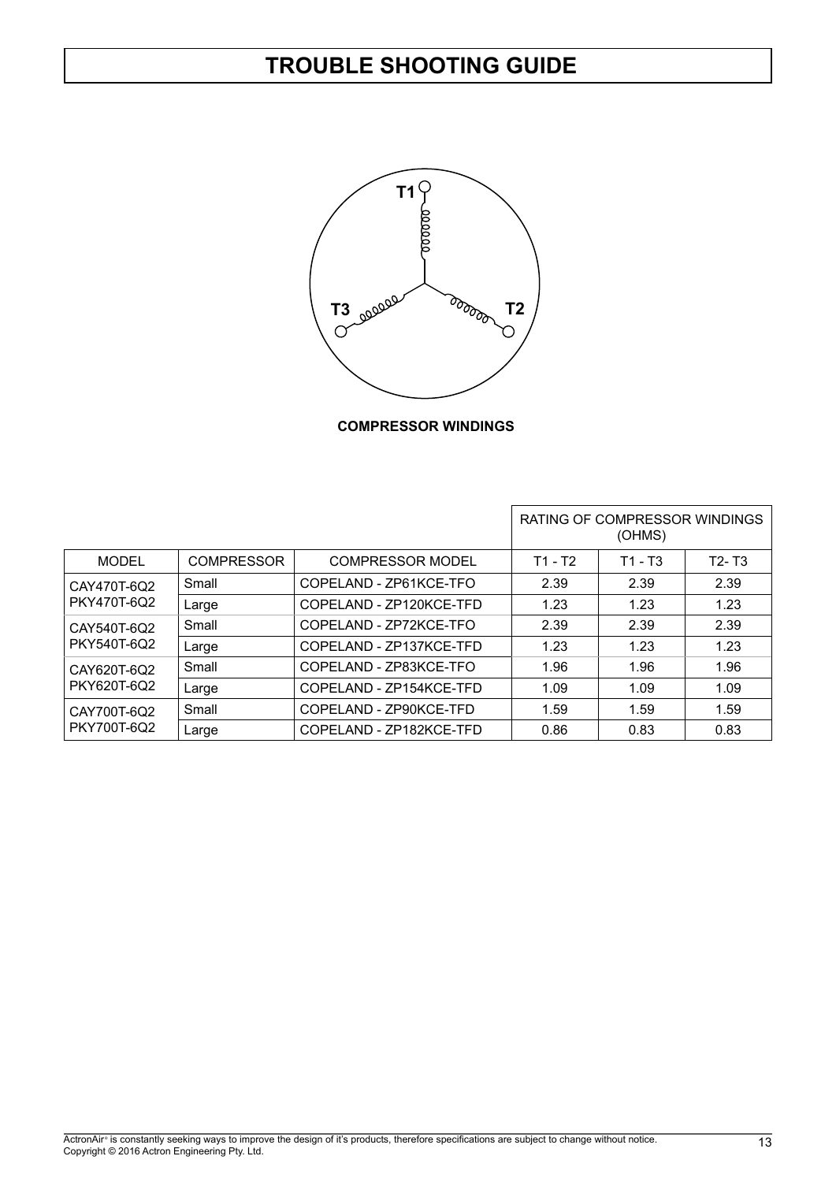# TROUBLE SHOOTING GUIDE

T1

T3

T2

**COMPRESSOR WINDINGS**

| | | | RATING OF COMPRESSOR WINDINGS (OHMS) | | |
|---|---|---|---|---|---|
| MODEL | COMPRESSOR | COMPRESSOR MODEL | T1 - T2 | T1 - T3 | T2- T3 |
| CAY470T-6Q2 PKY470T-6Q2 | Small | COPELAND - ZP61KCE-TFO | 2.39 | 2.39 | 2.39 |
| | Large | COPELAND - ZP120KCE-TFD | 1.23 | 1.23 | 1.23 |
| CAY540T-6Q2 PKY540T-6Q2 | Small | COPELAND - ZP72KCE-TFO | 2.39 | 2.39 | 2.39 |
| | Large | COPELAND - ZP137KCE-TFD | 1.23 | 1.23 | 1.23 |
| CAY620T-6Q2 PKY620T-6Q2 | Small | COPELAND - ZP83KCE-TFO | 1.96 | 1.96 | 1.96 |
| | Large | COPELAND - ZP154KCE-TFD | 1.09 | 1.09 | 1.09 |
| CAY700T-6Q2 PKY700T-6Q2 | Small | COPELAND - ZP90KCE-TFD | 1.59 | 1.59 | 1.59 |
| | Large | COPELAND - ZP182KCE-TFD | 0.86 | 0.83 | 0.83 |

ActronAir® is constantly seeking ways to improve the design of it's products, therefore specifications are subject to change without notice.
Copyright © 2016 Actron Engineering Pty. Ltd.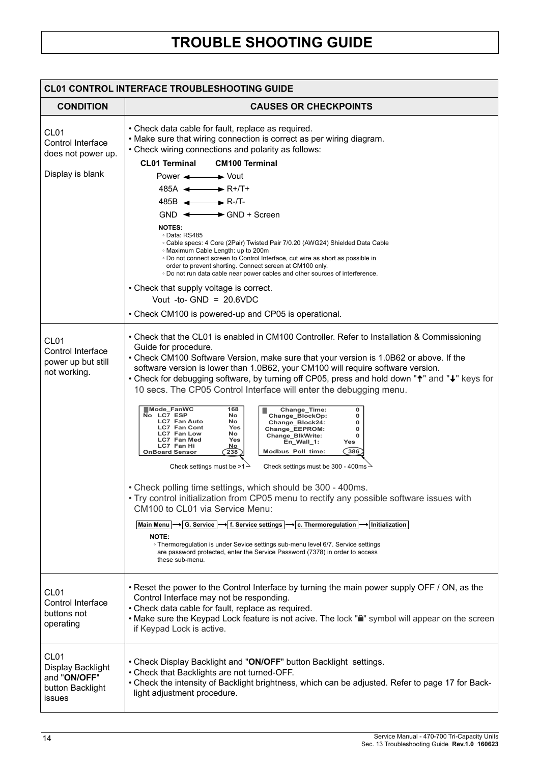# TROUBLE SHOOTING GUIDE

| CL01 CONTROL INTERFACE TROUBLESHOOTING GUIDE | |
|---|---|
| **CONDITION** | **CAUSES OR CHECKPOINTS** |
| CL01 Control Interface does not power up.<br><br>Display is blank | • Check data cable for fault, replace as required.<br>• Make sure that wiring connection is correct as per wiring diagram.<br>• Check wiring connections and polarity as follows:<br>**CL01 Terminal** — **CM100 Terminal**<br>Power ⟷ Vout<br>485A ⟷ R+/T+<br>485B ⟷ R-/T-<br>GND ⟷ GND + Screen<br>**NOTES:**<br>◦ Data: RS485<br>◦ Cable specs: 4 Core (2Pair) Twisted Pair 7/0.20 (AWG24) Shielded Data Cable<br>◦ Maximum Cable Length: up to 200m<br>◦ Do not connect screen to Control Interface, cut wire as short as possible in order to prevent shorting. Connect screen at CM100 only.<br>◦ Do not run data cable near power cables and other sources of interference.<br>• Check that supply voltage is correct.<br>Vout -to- GND = 20.6VDC<br>• Check CM100 is powered-up and CP05 is operational. |
| CL01 Control Interface power up but still not working. | • Check that the CL01 is enabled in CM100 Controller. Refer to Installation & Commissioning Guide for procedure.<br>• Check CM100 Software Version, make sure that your version is 1.0B62 or above. If the software version is lower than 1.0B62, your CM100 will require software version.<br>• Check for debugging software, by turning off CP05, press and hold down "↑" and "↓" keys for 10 secs. The CP05 Control Interface will enter the debugging menu.<br>Mode_FanWC 168 / No LC7 ESP No / LC7 Fan Auto No / LC7 Fan Cont Yes / LC7 Fan Low No / LC7 Fan Med Yes / LC7 Fan Hi No / OnBoard Sensor 238 — Check settings must be >1<br>Change_Time: 0 / Change_BlockOp: 0 / Change_Block24: 0 / Change_EEPROM: 0 / Change_BlkWrite: 0 / En_Wall_1: Yes / Modbus Poll time: 386 — Check settings must be 300 - 400ms<br>• Check polling time settings, which should be 300 - 400ms.<br>• Try control initialization from CP05 menu to rectify any possible software issues with CM100 to CL01 via Service Menu:<br>Main Menu → G. Service → f. Service settings → c. Thermoregulation → Initialization<br>**NOTE:**<br>◦ Thermoregulation is under Sevice settings sub-menu level 6/7. Service settings are password protected, enter the Service Password (7378) in order to access these sub-menu. |
| CL01 Control Interface buttons not operating | • Reset the power to the Control Interface by turning the main power supply OFF / ON, as the Control Interface may not be responding.<br>• Check data cable for fault, replace as required.<br>• Make sure the Keypad Lock feature is not acive. The lock "🔒" symbol will appear on the screen if Keypad Lock is active. |
| CL01 Display Backlight and "**ON/OFF**" button Backlight issues | • Check Display Backlight and "**ON/OFF**" button Backlight settings.<br>• Check that Backlights are not turned-OFF.<br>• Check the intensity of Backlight brightness, which can be adjusted. Refer to page 17 for Backlight adjustment procedure. |

Service Manual - 470-700 Tri-Capacity Units
Sec. 13 Troubleshooting Guide **Rev.1.0 160623**